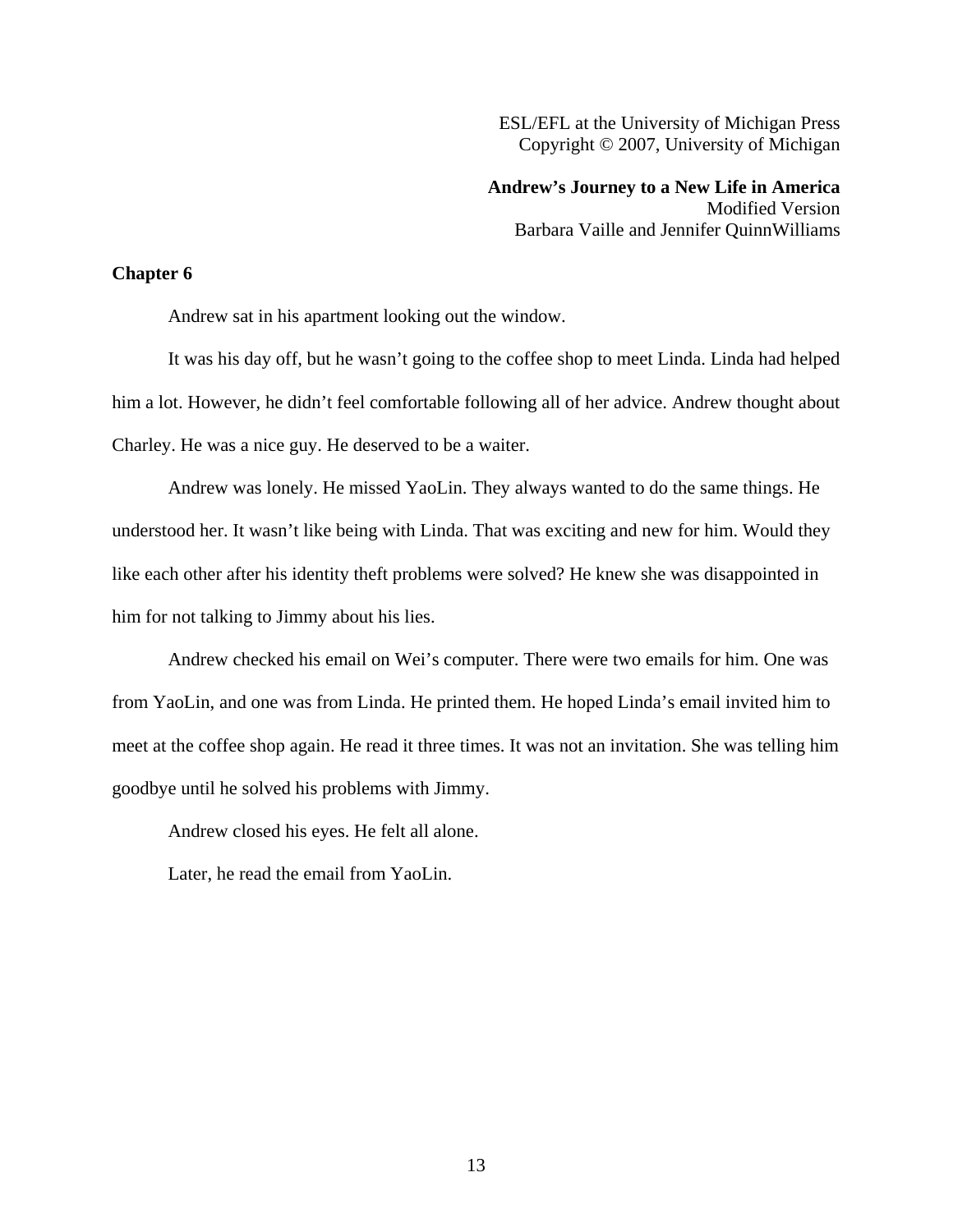ESL/EFL at the University of Michigan Press
Copyright © 2007, University of Michigan

**Andrew's Journey to a New Life in America**
Modified Version
Barbara Vaille and Jennifer QuinnWilliams

## Chapter 6

Andrew sat in his apartment looking out the window.

It was his day off, but he wasn't going to the coffee shop to meet Linda. Linda had helped him a lot. However, he didn't feel comfortable following all of her advice. Andrew thought about Charley. He was a nice guy. He deserved to be a waiter.

Andrew was lonely. He missed YaoLin. They always wanted to do the same things. He understood her. It wasn't like being with Linda. That was exciting and new for him. Would they like each other after his identity theft problems were solved? He knew she was disappointed in him for not talking to Jimmy about his lies.

Andrew checked his email on Wei's computer. There were two emails for him. One was from YaoLin, and one was from Linda. He printed them. He hoped Linda's email invited him to meet at the coffee shop again. He read it three times. It was not an invitation. She was telling him goodbye until he solved his problems with Jimmy.

Andrew closed his eyes. He felt all alone.

Later, he read the email from YaoLin.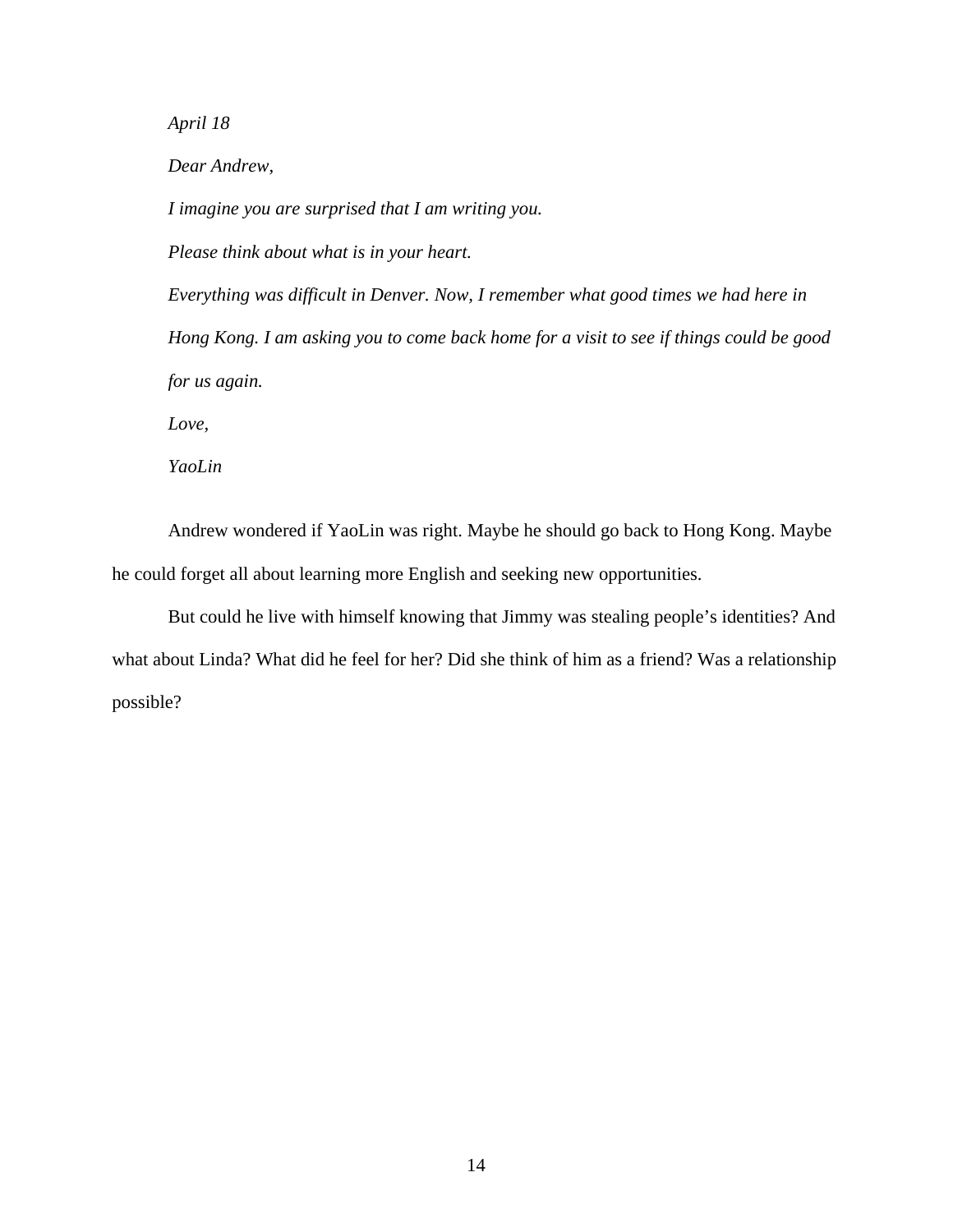*April 18*

*Dear Andrew,*

*I imagine you are surprised that I am writing you.*

*Please think about what is in your heart.*

*Everything was difficult in Denver. Now, I remember what good times we had here in Hong Kong. I am asking you to come back home for a visit to see if things could be good for us again.*

*Love,*

*YaoLin*

Andrew wondered if YaoLin was right. Maybe he should go back to Hong Kong. Maybe he could forget all about learning more English and seeking new opportunities.

But could he live with himself knowing that Jimmy was stealing people's identities? And what about Linda? What did he feel for her? Did she think of him as a friend? Was a relationship possible?